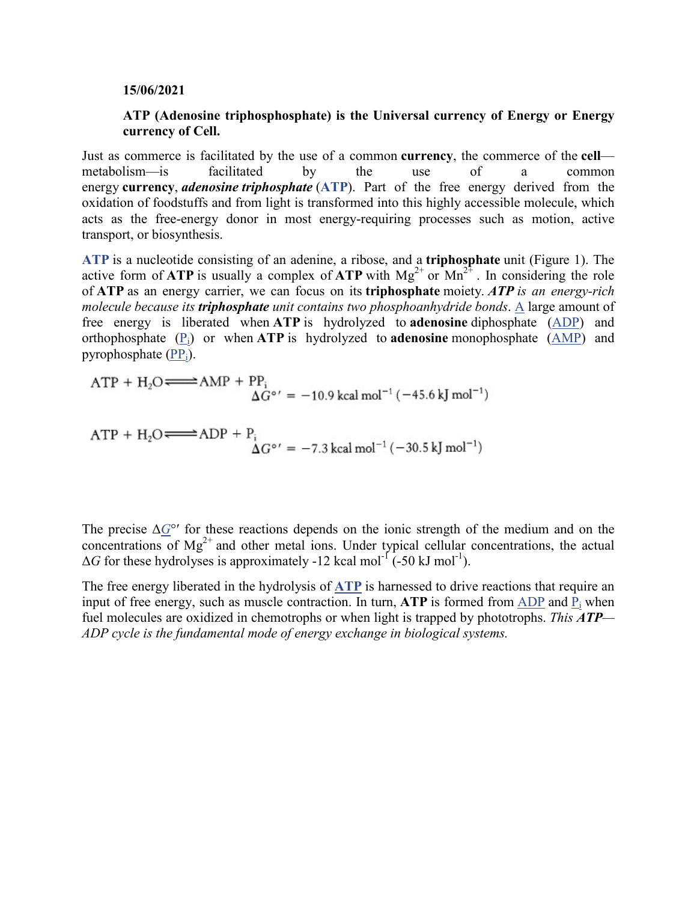**15/06/2021**

**ATP (Adenosine triphosphosphate) is the Universal currency of Energy or Energy currency of Cell.**

Just as commerce is facilitated by the use of a common **currency**, the commerce of the **cell**—metabolism—is facilitated by the use of a common energy **currency**, ***adenosine triphosphate*** (**ATP**). Part of the free energy derived from the oxidation of foodstuffs and from light is transformed into this highly accessible molecule, which acts as the free-energy donor in most energy-requiring processes such as motion, active transport, or biosynthesis.

**ATP** is a nucleotide consisting of an adenine, a ribose, and a **triphosphate** unit (Figure 1). The active form of **ATP** is usually a complex of **ATP** with $Mg^{2+}$ or $Mn^{2+}$. In considering the role of **ATP** as an energy carrier, we can focus on its **triphosphate** moiety. ***ATP** is an energy-rich molecule because its **triphosphate** unit contains two phosphoanhydride bonds*. A large amount of free energy is liberated when **ATP** is hydrolyzed to **adenosine** diphosphate (ADP) and orthophosphate ($P_i$) or when **ATP** is hydrolyzed to **adenosine** monophosphate (AMP) and pyrophosphate ($PP_i$).

$$ATP + H_2O \rightleftharpoons AMP + PP_i \qquad \Delta G^{\circ\prime} = -10.9\ \text{kcal mol}^{-1}\ (-45.6\ \text{kJ mol}^{-1})$$

$$ATP + H_2O \rightleftharpoons ADP + P_i \qquad \Delta G^{\circ\prime} = -7.3\ \text{kcal mol}^{-1}\ (-30.5\ \text{kJ mol}^{-1})$$

The precise $\Delta G^{\circ\prime}$ for these reactions depends on the ionic strength of the medium and on the concentrations of $Mg^{2+}$ and other metal ions. Under typical cellular concentrations, the actual $\Delta G$ for these hydrolyses is approximately -12 kcal $mol^{-1}$ (-50 kJ $mol^{-1}$).

The free energy liberated in the hydrolysis of **ATP** is harnessed to drive reactions that require an input of free energy, such as muscle contraction. In turn, **ATP** is formed from ADP and $P_i$ when fuel molecules are oxidized in chemotrophs or when light is trapped by phototrophs. *This **ATP**—ADP cycle is the fundamental mode of energy exchange in biological systems.*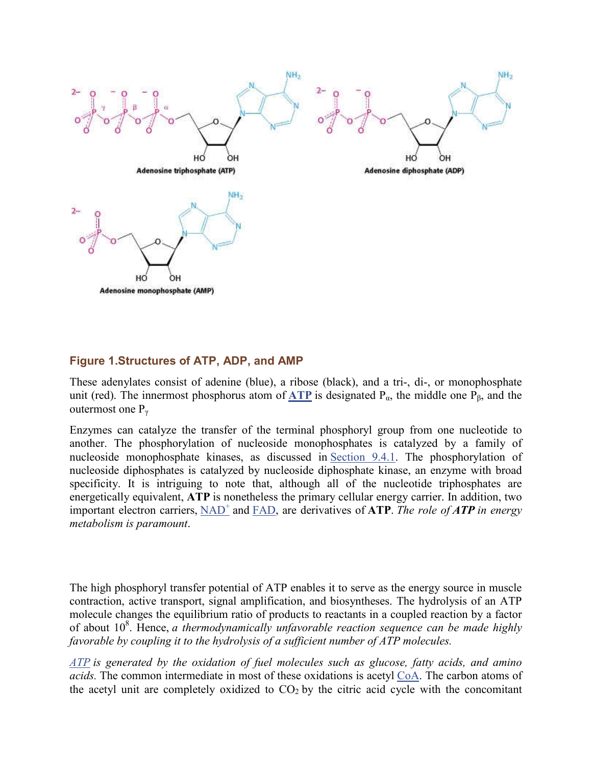**Figure 1.Structures of ATP, ADP, and AMP**

These adenylates consist of adenine (blue), a ribose (black), and a tri-, di-, or monophosphate unit (red). The innermost phosphorus atom of **ATP** is designated $P_\alpha$, the middle one $P_\beta$, and the outermost one $P_\gamma$

Enzymes can catalyze the transfer of the terminal phosphoryl group from one nucleotide to another. The phosphorylation of nucleoside monophosphates is catalyzed by a family of nucleoside monophosphate kinases, as discussed in Section 9.4.1. The phosphorylation of nucleoside diphosphates is catalyzed by nucleoside diphosphate kinase, an enzyme with broad specificity. It is intriguing to note that, although all of the nucleotide triphosphates are energetically equivalent, **ATP** is nonetheless the primary cellular energy carrier. In addition, two important electron carriers, $NAD^+$ and FAD, are derivatives of **ATP**. *The role of* ***ATP*** *in energy metabolism is paramount*.

The high phosphoryl transfer potential of ATP enables it to serve as the energy source in muscle contraction, active transport, signal amplification, and biosyntheses. The hydrolysis of an ATP molecule changes the equilibrium ratio of products to reactants in a coupled reaction by a factor of about $10^8$. Hence, *a thermodynamically unfavorable reaction sequence can be made highly favorable by coupling it to the hydrolysis of a sufficient number of ATP molecules.*

*ATP is generated by the oxidation of fuel molecules such as glucose, fatty acids, and amino acids.* The common intermediate in most of these oxidations is acetyl CoA. The carbon atoms of the acetyl unit are completely oxidized to $CO_2$ by the citric acid cycle with the concomitant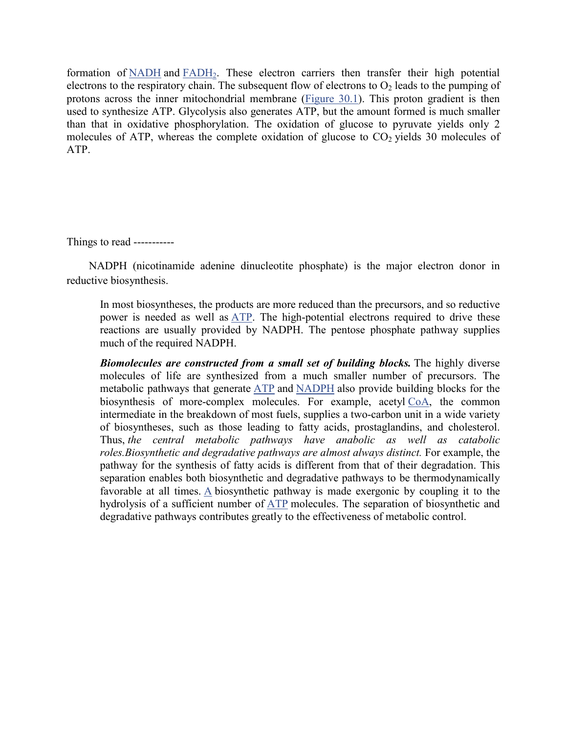formation of NADH and $FADH_2$. These electron carriers then transfer their high potential electrons to the respiratory chain. The subsequent flow of electrons to $O_2$ leads to the pumping of protons across the inner mitochondrial membrane (Figure 30.1). This proton gradient is then used to synthesize ATP. Glycolysis also generates ATP, but the amount formed is much smaller than that in oxidative phosphorylation. The oxidation of glucose to pyruvate yields only 2 molecules of ATP, whereas the complete oxidation of glucose to $CO_2$ yields 30 molecules of ATP.

Things to read -----------

NADPH (nicotinamide adenine dinucleotite phosphate) is the major electron donor in reductive biosynthesis.

> In most biosyntheses, the products are more reduced than the precursors, and so reductive power is needed as well as ATP. The high-potential electrons required to drive these reactions are usually provided by NADPH. The pentose phosphate pathway supplies much of the required NADPH.
>
> ***Biomolecules are constructed from a small set of building blocks.*** The highly diverse molecules of life are synthesized from a much smaller number of precursors. The metabolic pathways that generate ATP and NADPH also provide building blocks for the biosynthesis of more-complex molecules. For example, acetyl CoA, the common intermediate in the breakdown of most fuels, supplies a two-carbon unit in a wide variety of biosyntheses, such as those leading to fatty acids, prostaglandins, and cholesterol. Thus, *the central metabolic pathways have anabolic as well as catabolic roles.Biosynthetic and degradative pathways are almost always distinct.* For example, the pathway for the synthesis of fatty acids is different from that of their degradation. This separation enables both biosynthetic and degradative pathways to be thermodynamically favorable at all times. A biosynthetic pathway is made exergonic by coupling it to the hydrolysis of a sufficient number of ATP molecules. The separation of biosynthetic and degradative pathways contributes greatly to the effectiveness of metabolic control.